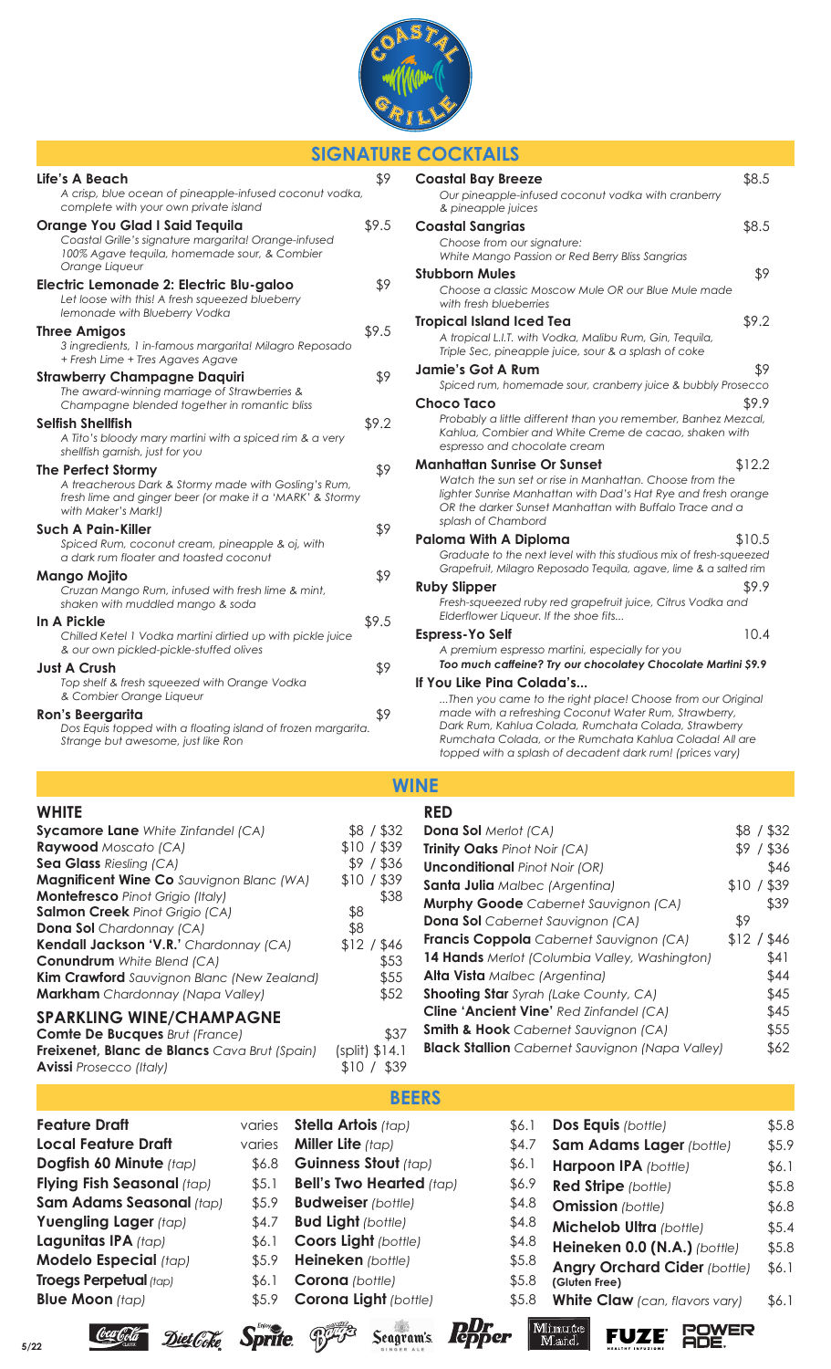# SIGNATURE COCKTAILS

**Life's A Beach** $9
*A crisp, blue ocean of pineapple-infused coconut vodka, complete with your own private island*

**Orange You Glad I Said Tequila** $9.5
*Coastal Grille's signature margarita! Orange-infused 100% Agave tequila, homemade sour, & Combier Orange Liqueur*

**Electric Lemonade 2: Electric Blu-galoo** $9
*Let loose with this! A fresh squeezed blueberry lemonade with Blueberry Vodka*

**Three Amigos** $9.5
*3 ingredients, 1 in-famous margarita! Milagro Reposado + Fresh Lime + Tres Agaves Agave*

**Strawberry Champagne Daquiri** $9
*The award-winning marriage of Strawberries & Champagne blended together in romantic bliss*

**Selfish Shellfish** $9.2
*A Tito's bloody mary martini with a spiced rim & a very shellfish garnish, just for you*

**The Perfect Stormy** $9
*A treacherous Dark & Stormy made with Gosling's Rum, fresh lime and ginger beer (or make it a 'MARK' & Stormy with Maker's Mark!)*

**Such A Pain-Killer** $9
*Spiced Rum, coconut cream, pineapple & oj, with a dark rum floater and toasted coconut*

**Mango Mojito** $9
*Cruzan Mango Rum, infused with fresh lime & mint, shaken with muddled mango & soda*

**In A Pickle** $9.5
*Chilled Ketel 1 Vodka martini dirtied up with pickle juice & our own pickled-pickle-stuffed olives*

**Just A Crush** $9
*Top shelf & fresh squeezed with Orange Vodka & Combier Orange Liqueur*

**Ron's Beergarita** $9
*Dos Equis topped with a floating island of frozen margarita. Strange but awesome, just like Ron*

**Coastal Bay Breeze** $8.5
*Our pineapple-infused coconut vodka with cranberry & pineapple juices*

**Coastal Sangrias** $8.5
*Choose from our signature: White Mango Passion or Red Berry Bliss Sangrias*

**Stubborn Mules** $9
*Choose a classic Moscow Mule OR our Blue Mule made with fresh blueberries*

**Tropical Island Iced Tea** $9.2
*A tropical L.I.T. with Vodka, Malibu Rum, Gin, Tequila, Triple Sec, pineapple juice, sour & a splash of coke*

**Jamie's Got A Rum** $9
*Spiced rum, homemade sour, cranberry juice & bubbly Prosecco*

**Choco Taco** $9.9
*Probably a little different than you remember, Banhez Mezcal, Kahlua, Combier and White Creme de cacao, shaken with espresso and chocolate cream*

**Manhattan Sunrise Or Sunset** $12.2
*Watch the sun set or rise in Manhattan. Choose from the lighter Sunrise Manhattan with Dad's Hat Rye and fresh orange OR the darker Sunset Manhattan with Buffalo Trace and a splash of Chambord*

**Paloma With A Diploma** $10.5
*Graduate to the next level with this studious mix of fresh-squeezed Grapefruit, Milagro Reposado Tequila, agave, lime & a salted rim*

**Ruby Slipper** $9.9
*Fresh-squeezed ruby red grapefruit juice, Citrus Vodka and Elderflower Liqueur. If the shoe fits...*

**Espress-Yo Self** 10.4
*A premium espresso martini, especially for you*
***Too much caffeine? Try our chocolatey Chocolate Martini $9.9***

**If You Like Pina Colada's...**
*...Then you came to the right place! Choose from our Original made with a refreshing Coconut Water Rum, Strawberry, Dark Rum, Kahlua Colada, Rumchata Colada, Strawberry Rumchata Colada, or the Rumchata Kahlua Colada! All are topped with a splash of decadent dark rum! (prices vary)*

# WINE

## WHITE

| | |
|---|---|
| **Sycamore Lane** *White Zinfandel (CA)* | $8 / $32 |
| **Raywood** *Moscato (CA)* | $10 / $39 |
| **Sea Glass** *Riesling (CA)* | $9 / $36 |
| **Magnificent Wine Co** *Sauvignon Blanc (WA)* | $10 / $39 |
| **Montefresco** *Pinot Grigio (Italy)* | $38 |
| **Salmon Creek** *Pinot Grigio (CA)* | $8 |
| **Dona Sol** *Chardonnay (CA)* | $8 |
| **Kendall Jackson 'V.R.'** *Chardonnay (CA)* | $12 / $46 |
| **Conundrum** *White Blend (CA)* | $53 |
| **Kim Crawford** *Sauvignon Blanc (New Zealand)* | $55 |
| **Markham** *Chardonnay (Napa Valley)* | $52 |

## SPARKLING WINE/CHAMPAGNE

| | |
|---|---|
| **Comte De Bucques** *Brut (France)* | $37 |
| **Freixenet, Blanc de Blancs** *Cava Brut (Spain)* | (split) $14.1 |
| **Avissi** *Prosecco (Italy)* | $10 / $39 |

## RED

| | |
|---|---|
| **Dona Sol** *Merlot (CA)* | $8 / $32 |
| **Trinity Oaks** *Pinot Noir (CA)* | $9 / $36 |
| **Unconditional** *Pinot Noir (OR)* | $46 |
| **Santa Julia** *Malbec (Argentina)* | $10 / $39 |
| **Murphy Goode** *Cabernet Sauvignon (CA)* | $39 |
| **Dona Sol** *Cabernet Sauvignon (CA)* | $9 |
| **Francis Coppola** *Cabernet Sauvignon (CA)* | $12 / $46 |
| **14 Hands** *Merlot (Columbia Valley, Washington)* | $41 |
| **Alta Vista** *Malbec (Argentina)* | $44 |
| **Shooting Star** *Syrah (Lake County, CA)* | $45 |
| **Cline 'Ancient Vine'** *Red Zinfandel (CA)* | $45 |
| **Smith & Hook** *Cabernet Sauvignon (CA)* | $55 |
| **Black Stallion** *Cabernet Sauvignon (Napa Valley)* | $62 |

# BEERS

| | |
|---|---|
| **Feature Draft** | varies |
| **Local Feature Draft** | varies |
| **Dogfish 60 Minute** *(tap)* | $6.8 |
| **Flying Fish Seasonal** *(tap)* | $5.1 |
| **Sam Adams Seasonal** *(tap)* | $5.9 |
| **Yuengling Lager** *(tap)* | $4.7 |
| **Lagunitas IPA** *(tap)* | $6.1 |
| **Modelo Especial** *(tap)* | $5.9 |
| **Troegs Perpetual** *(tap)* | $6.1 |
| **Blue Moon** *(tap)* | $5.9 |
| **Stella Artois** *(tap)* | $6.1 |
| **Miller Lite** *(tap)* | $4.7 |
| **Guinness Stout** *(tap)* | $6.1 |
| **Bell's Two Hearted** *(tap)* | $6.9 |
| **Budweiser** *(bottle)* | $4.8 |
| **Bud Light** *(bottle)* | $4.8 |
| **Coors Light** *(bottle)* | $4.8 |
| **Heineken** *(bottle)* | $5.8 |
| **Corona** *(bottle)* | $5.8 |
| **Corona Light** *(bottle)* | $5.8 |
| **Dos Equis** *(bottle)* | $5.8 |
| **Sam Adams Lager** *(bottle)* | $5.9 |
| **Harpoon IPA** *(bottle)* | $6.1 |
| **Red Stripe** *(bottle)* | $5.8 |
| **Omission** *(bottle)* | $6.8 |
| **Michelob Ultra** *(bottle)* | $5.4 |
| **Heineken 0.0 (N.A.)** *(bottle)* | $5.8 |
| **Angry Orchard Cider** *(bottle)* **(Gluten Free)** | $6.1 |
| **White Claw** *(can, flavors vary)* | $6.1 |

5/22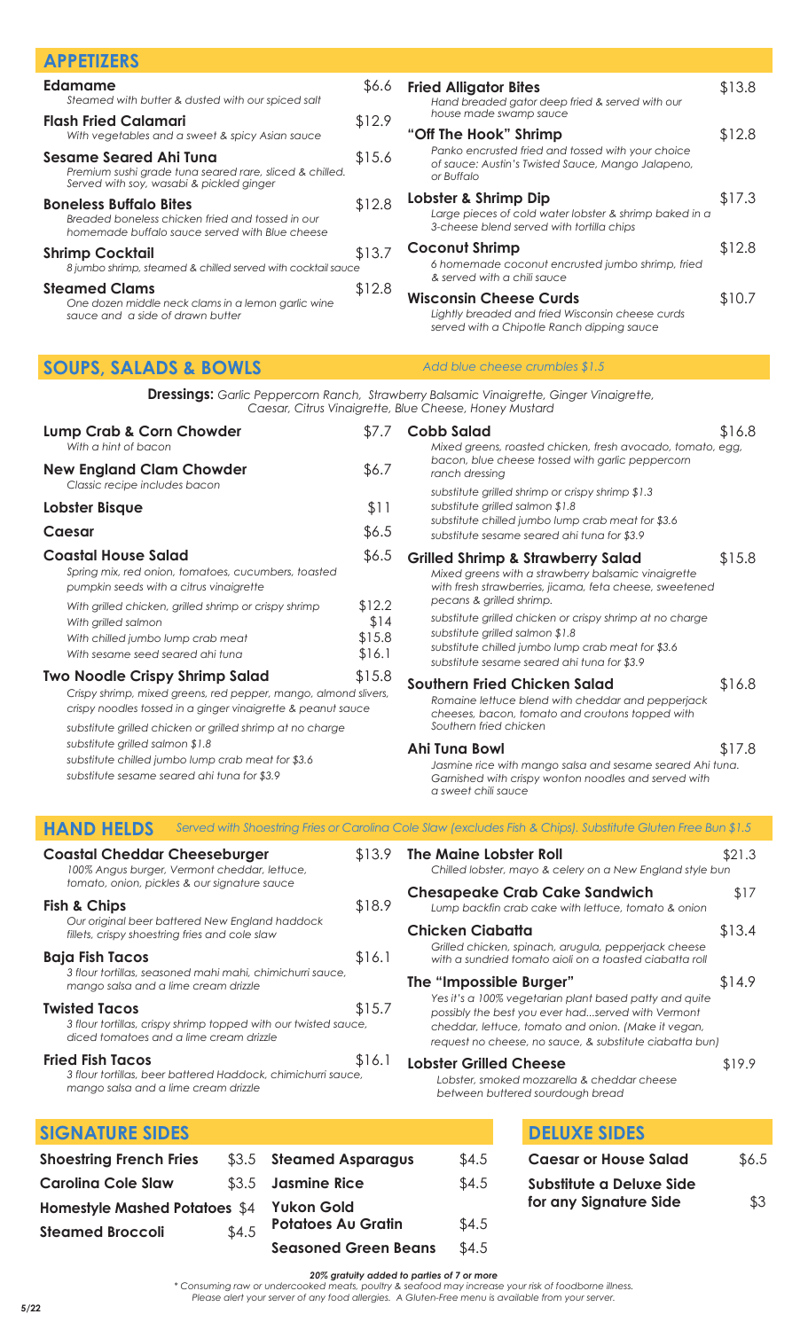## APPETIZERS

**Edamame** $6.6
*Steamed with butter & dusted with our spiced salt*

**Flash Fried Calamari** $12.9
*With vegetables and a sweet & spicy Asian sauce*

**Sesame Seared Ahi Tuna** $15.6
*Premium sushi grade tuna seared rare, sliced & chilled. Served with soy, wasabi & pickled ginger*

**Boneless Buffalo Bites** $12.8
*Breaded boneless chicken fried and tossed in our homemade buffalo sauce served with Blue cheese*

**Shrimp Cocktail** $13.7
*8 jumbo shrimp, steamed & chilled served with cocktail sauce*

**Steamed Clams** $12.8
*One dozen middle neck clams in a lemon garlic wine sauce and a side of drawn butter*

**Fried Alligator Bites** $13.8
*Hand breaded gator deep fried & served with our house made swamp sauce*

**"Off The Hook" Shrimp** $12.8
*Panko encrusted fried and tossed with your choice of sauce: Austin's Twisted Sauce, Mango Jalapeno, or Buffalo*

**Lobster & Shrimp Dip** $17.3
*Large pieces of cold water lobster & shrimp baked in a 3-cheese blend served with tortilla chips*

**Coconut Shrimp** $12.8
*6 homemade coconut encrusted jumbo shrimp, fried & served with a chili sauce*

**Wisconsin Cheese Curds** $10.7
*Lightly breaded and fried Wisconsin cheese curds served with a Chipotle Ranch dipping sauce*

## SOUPS, SALADS & BOWLS

*Add blue cheese crumbles $1.5*

**Dressings:** *Garlic Peppercorn Ranch, Strawberry Balsamic Vinaigrette, Ginger Vinaigrette, Caesar, Citrus Vinaigrette, Blue Cheese, Honey Mustard*

**Lump Crab & Corn Chowder** $7.7
*With a hint of bacon*

**New England Clam Chowder** $6.7
*Classic recipe includes bacon*

**Lobster Bisque** $11

**Caesar** $6.5

**Coastal House Salad** $6.5
*Spring mix, red onion, tomatoes, cucumbers, toasted pumpkin seeds with a citrus vinaigrette*

- *With grilled chicken, grilled shrimp or crispy shrimp* $12.2
- *With grilled salmon* $14
- *With chilled jumbo lump crab meat* $15.8
- *With sesame seed seared ahi tuna* $16.1

**Two Noodle Crispy Shrimp Salad** $15.8
*Crispy shrimp, mixed greens, red pepper, mango, almond slivers, crispy noodles tossed in a ginger vinaigrette & peanut sauce*

*substitute grilled chicken or grilled shrimp at no charge*
*substitute grilled salmon $1.8*
*substitute chilled jumbo lump crab meat for $3.6*
*substitute sesame seared ahi tuna for $3.9*

**Cobb Salad** $16.8
*Mixed greens, roasted chicken, fresh avocado, tomato, egg, bacon, blue cheese tossed with garlic peppercorn ranch dressing*

*substitute grilled shrimp or crispy shrimp $1.3*
*substitute grilled salmon $1.8*
*substitute chilled jumbo lump crab meat for $3.6*
*substitute sesame seared ahi tuna for $3.9*

**Grilled Shrimp & Strawberry Salad** $15.8
*Mixed greens with a strawberry balsamic vinaigrette with fresh strawberries, jicama, feta cheese, sweetened pecans & grilled shrimp.*

*substitute grilled chicken or crispy shrimp at no charge*
*substitute grilled salmon $1.8*
*substitute chilled jumbo lump crab meat for $3.6*
*substitute sesame seared ahi tuna for $3.9*

**Southern Fried Chicken Salad** $16.8
*Romaine lettuce blend with cheddar and pepperjack cheeses, bacon, tomato and croutons topped with Southern fried chicken*

**Ahi Tuna Bowl** $17.8
*Jasmine rice with mango salsa and sesame seared Ahi tuna. Garnished with crispy wonton noodles and served with a sweet chili sauce*

## HAND HELDS

*Served with Shoestring Fries or Carolina Cole Slaw (excludes Fish & Chips). Substitute Gluten Free Bun $1.5*

**Coastal Cheddar Cheeseburger** $13.9
*100% Angus burger, Vermont cheddar, lettuce, tomato, onion, pickles & our signature sauce*

**Fish & Chips** $18.9
*Our original beer battered New England haddock fillets, crispy shoestring fries and cole slaw*

**Baja Fish Tacos** $16.1
*3 flour tortillas, seasoned mahi mahi, chimichurri sauce, mango salsa and a lime cream drizzle*

**Twisted Tacos** $15.7
*3 flour tortillas, crispy shrimp topped with our twisted sauce, diced tomatoes and a lime cream drizzle*

**Fried Fish Tacos** $16.1
*3 flour tortillas, beer battered Haddock, chimichurri sauce, mango salsa and a lime cream drizzle*

**The Maine Lobster Roll** $21.3
*Chilled lobster, mayo & celery on a New England style bun*

**Chesapeake Crab Cake Sandwich** $17
*Lump backfin crab cake with lettuce, tomato & onion*

**Chicken Ciabatta** $13.4
*Grilled chicken, spinach, arugula, pepperjack cheese with a sundried tomato aioli on a toasted ciabatta roll*

**The "Impossible Burger"** $14.9
*Yes it's a 100% vegetarian plant based patty and quite possibly the best you ever had...served with Vermont cheddar, lettuce, tomato and onion. (Make it vegan, request no cheese, no sauce, & substitute ciabatta bun)*

**Lobster Grilled Cheese** $19.9
*Lobster, smoked mozzarella & cheddar cheese between buttered sourdough bread*

## SIGNATURE SIDES

| Item | Price |
|---|---|
| Shoestring French Fries | $3.5 |
| Carolina Cole Slaw | $3.5 |
| Homestyle Mashed Potatoes | $4 |
| Steamed Broccoli | $4.5 |
| Steamed Asparagus | $4.5 |
| Jasmine Rice | $4.5 |
| Yukon Gold Potatoes Au Gratin | $4.5 |
| Seasoned Green Beans | $4.5 |

## DELUXE SIDES

| Item | Price |
|---|---|
| Caesar or House Salad | $6.5 |
| Substitute a Deluxe Side for any Signature Side | $3 |

***20% gratuity added to parties of 7 or more***

*\* Consuming raw or undercooked meats, poultry & seafood may increase your risk of foodborne illness. Please alert your server of any food allergies. A Gluten-Free menu is available from your server.*

5/22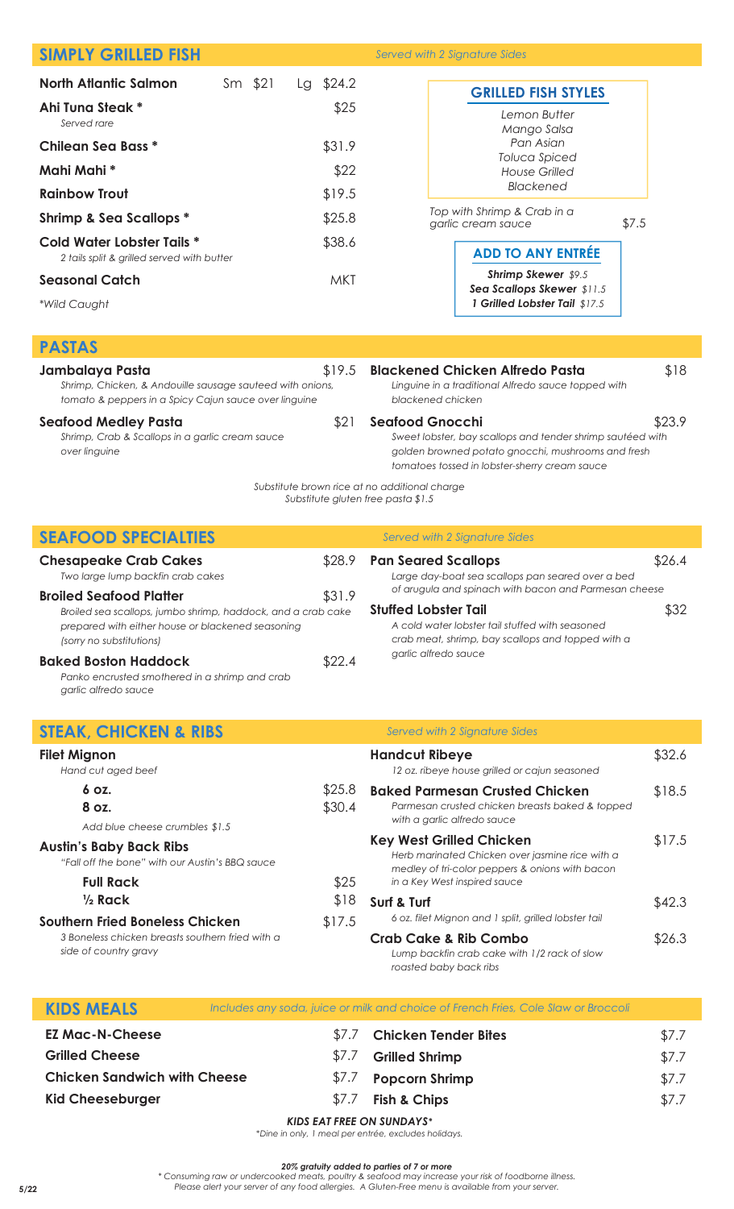## SIMPLY GRILLED FISH

*Served with 2 Signature Sides*

| Item | Price |
|---|---|
| **North Atlantic Salmon** | Sm $21 Lg $24.2 |
| **Ahi Tuna Steak** * *Served rare* | $25 |
| **Chilean Sea Bass** * | $31.9 |
| **Mahi Mahi** * | $22 |
| **Rainbow Trout** | $19.5 |
| **Shrimp & Sea Scallops** * | $25.8 |
| **Cold Water Lobster Tails** * *2 tails split & grilled served with butter* | $38.6 |
| **Seasonal Catch** | MKT |

*\*Wild Caught*

### GRILLED FISH STYLES

*Lemon Butter*
*Mango Salsa*
*Pan Asian*
*Toluca Spiced*
*House Grilled*
*Blackened*

*Top with Shrimp & Crab in a garlic cream sauce* $7.5

### ADD TO ANY ENTRÉE

***Shrimp Skewer*** *$9.5*
***Sea Scallops Skewer*** *$11.5*
***1 Grilled Lobster Tail*** *$17.5*

## PASTAS

**Jambalaya Pasta** $19.5
*Shrimp, Chicken, & Andouille sausage sauteed with onions, tomato & peppers in a Spicy Cajun sauce over linguine*

**Seafood Medley Pasta** $21
*Shrimp, Crab & Scallops in a garlic cream sauce over linguine*

**Blackened Chicken Alfredo Pasta** $18
*Linguine in a traditional Alfredo sauce topped with blackened chicken*

**Seafood Gnocchi** $23.9
*Sweet lobster, bay scallops and tender shrimp sautéed with golden browned potato gnocchi, mushrooms and fresh tomatoes tossed in lobster-sherry cream sauce*

*Substitute brown rice at no additional charge*
*Substitute gluten free pasta $1.5*

## SEAFOOD SPECIALTIES

*Served with 2 Signature Sides*

**Chesapeake Crab Cakes** $28.9
*Two large lump backfin crab cakes*

**Broiled Seafood Platter** $31.9
*Broiled sea scallops, jumbo shrimp, haddock, and a crab cake prepared with either house or blackened seasoning (sorry no substitutions)*

**Baked Boston Haddock** $22.4
*Panko encrusted smothered in a shrimp and crab garlic alfredo sauce*

**Pan Seared Scallops** $26.4
*Large day-boat sea scallops pan seared over a bed of arugula and spinach with bacon and Parmesan cheese*

**Stuffed Lobster Tail** $32
*A cold water lobster tail stuffed with seasoned crab meat, shrimp, bay scallops and topped with a garlic alfredo sauce*

## STEAK, CHICKEN & RIBS

*Served with 2 Signature Sides*

**Filet Mignon**
*Hand cut aged beef*
- **6 oz.** $25.8
- **8 oz.** $30.4

*Add blue cheese crumbles $1.5*

**Austin's Baby Back Ribs**
*"Fall off the bone" with our Austin's BBQ sauce*
- **Full Rack** $25
- **½ Rack** $18

**Southern Fried Boneless Chicken** $17.5
*3 Boneless chicken breasts southern fried with a side of country gravy*

**Handcut Ribeye** $32.6
*12 oz. ribeye house grilled or cajun seasoned*

**Baked Parmesan Crusted Chicken** $18.5
*Parmesan crusted chicken breasts baked & topped with a garlic alfredo sauce*

**Key West Grilled Chicken** $17.5
*Herb marinated Chicken over jasmine rice with a medley of tri-color peppers & onions with bacon in a Key West inspired sauce*

**Surf & Turf** $42.3
*6 oz. filet Mignon and 1 split, grilled lobster tail*

**Crab Cake & Rib Combo** $26.3
*Lump backfin crab cake with 1/2 rack of slow roasted baby back ribs*

## KIDS MEALS

*Includes any soda, juice or milk and choice of French Fries, Cole Slaw or Broccoli*

| Item | Price | Item | Price |
|---|---|---|---|
| **EZ Mac-N-Cheese** | $7.7 | **Chicken Tender Bites** | $7.7 |
| **Grilled Cheese** | $7.7 | **Grilled Shrimp** | $7.7 |
| **Chicken Sandwich with Cheese** | $7.7 | **Popcorn Shrimp** | $7.7 |
| **Kid Cheeseburger** | $7.7 | **Fish & Chips** | $7.7 |

***KIDS EAT FREE ON SUNDAYS\****
*\*Dine in only, 1 meal per entrée, excludes holidays.*

***20% gratuity added to parties of 7 or more***
*\* Consuming raw or undercooked meats, poultry & seafood may increase your risk of foodborne illness.*
*Please alert your server of any food allergies. A Gluten-Free menu is available from your server.*

5/22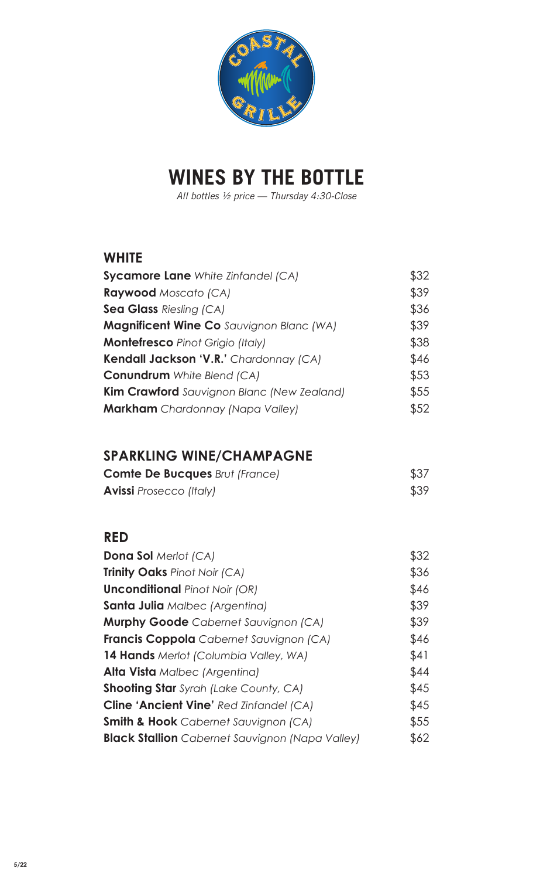# WINES BY THE BOTTLE

*All bottles ½ price — Thursday 4:30-Close*

## WHITE

| | |
|---|---|
| **Sycamore Lane** *White Zinfandel (CA)* | $32 |
| **Raywood** *Moscato (CA)* | $39 |
| **Sea Glass** *Riesling (CA)* | $36 |
| **Magnificent Wine Co** *Sauvignon Blanc (WA)* | $39 |
| **Montefresco** *Pinot Grigio (Italy)* | $38 |
| **Kendall Jackson 'V.R.'** *Chardonnay (CA)* | $46 |
| **Conundrum** *White Blend (CA)* | $53 |
| **Kim Crawford** *Sauvignon Blanc (New Zealand)* | $55 |
| **Markham** *Chardonnay (Napa Valley)* | $52 |

## SPARKLING WINE/CHAMPAGNE

| | |
|---|---|
| **Comte De Bucques** *Brut (France)* | $37 |
| **Avissi** *Prosecco (Italy)* | $39 |

## RED

| | |
|---|---|
| **Dona Sol** *Merlot (CA)* | $32 |
| **Trinity Oaks** *Pinot Noir (CA)* | $36 |
| **Unconditional** *Pinot Noir (OR)* | $46 |
| **Santa Julia** *Malbec (Argentina)* | $39 |
| **Murphy Goode** *Cabernet Sauvignon (CA)* | $39 |
| **Francis Coppola** *Cabernet Sauvignon (CA)* | $46 |
| **14 Hands** *Merlot (Columbia Valley, WA)* | $41 |
| **Alta Vista** *Malbec (Argentina)* | $44 |
| **Shooting Star** *Syrah (Lake County, CA)* | $45 |
| **Cline 'Ancient Vine'** *Red Zinfandel (CA)* | $45 |
| **Smith & Hook** *Cabernet Sauvignon (CA)* | $55 |
| **Black Stallion** *Cabernet Sauvignon (Napa Valley)* | $62 |

5/22